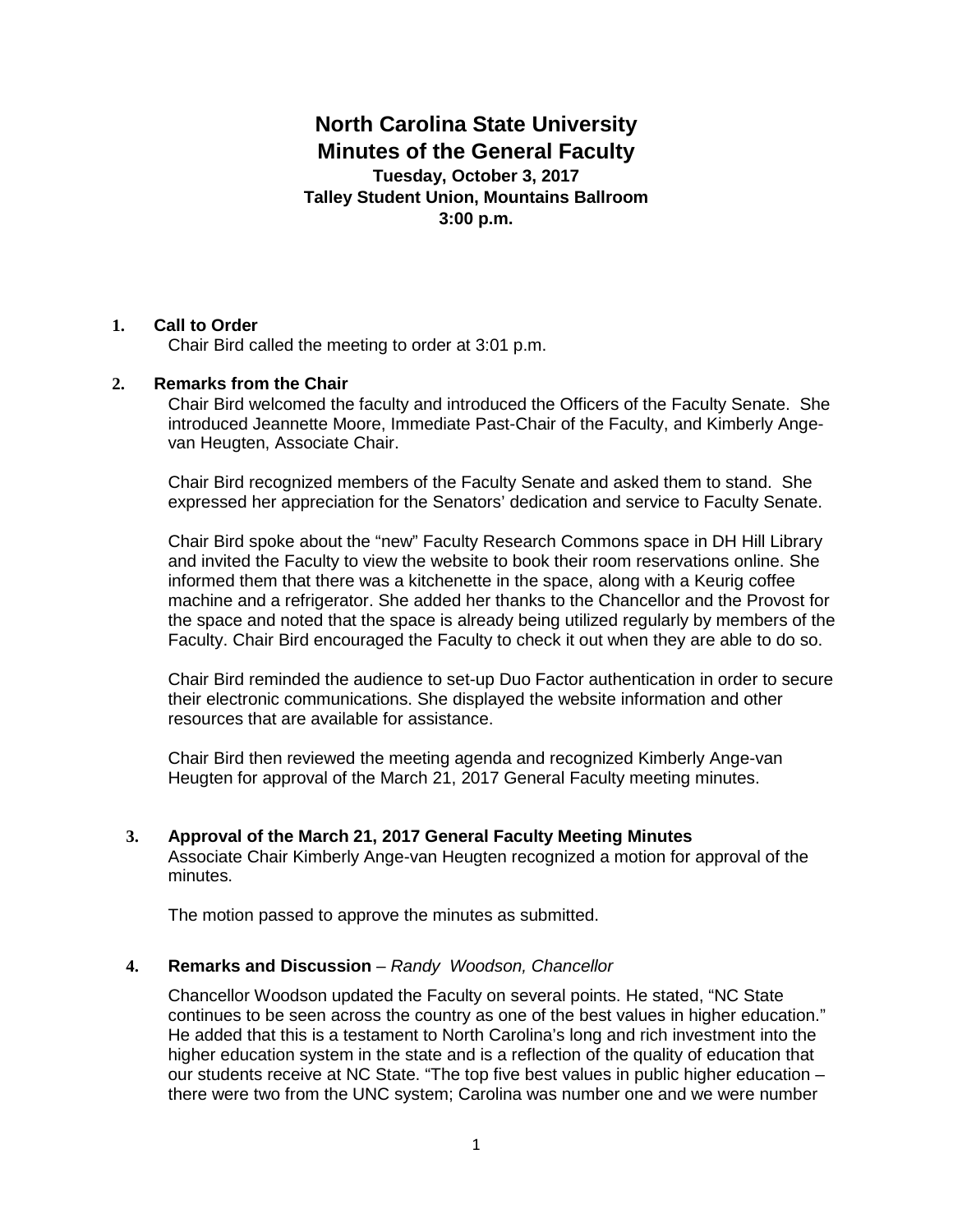# North Carolina State University
# Minutes of the General Faculty

**Tuesday, October 3, 2017**
**Talley Student Union, Mountains Ballroom**
**3:00 p.m.**

**1. Call to Order**

Chair Bird called the meeting to order at 3:01 p.m.

**2. Remarks from the Chair**

Chair Bird welcomed the faculty and introduced the Officers of the Faculty Senate. She introduced Jeannette Moore, Immediate Past-Chair of the Faculty, and Kimberly Ange-van Heugten, Associate Chair.

Chair Bird recognized members of the Faculty Senate and asked them to stand. She expressed her appreciation for the Senators' dedication and service to Faculty Senate.

Chair Bird spoke about the "new" Faculty Research Commons space in DH Hill Library and invited the Faculty to view the website to book their room reservations online. She informed them that there was a kitchenette in the space, along with a Keurig coffee machine and a refrigerator. She added her thanks to the Chancellor and the Provost for the space and noted that the space is already being utilized regularly by members of the Faculty. Chair Bird encouraged the Faculty to check it out when they are able to do so.

Chair Bird reminded the audience to set-up Duo Factor authentication in order to secure their electronic communications. She displayed the website information and other resources that are available for assistance.

Chair Bird then reviewed the meeting agenda and recognized Kimberly Ange-van Heugten for approval of the March 21, 2017 General Faculty meeting minutes.

**3. Approval of the March 21, 2017 General Faculty Meeting Minutes**

Associate Chair Kimberly Ange-van Heugten recognized a motion for approval of the minutes.

The motion passed to approve the minutes as submitted.

**4. Remarks and Discussion** – *Randy Woodson, Chancellor*

Chancellor Woodson updated the Faculty on several points. He stated, "NC State continues to be seen across the country as one of the best values in higher education." He added that this is a testament to North Carolina's long and rich investment into the higher education system in the state and is a reflection of the quality of education that our students receive at NC State. "The top five best values in public higher education – there were two from the UNC system; Carolina was number one and we were number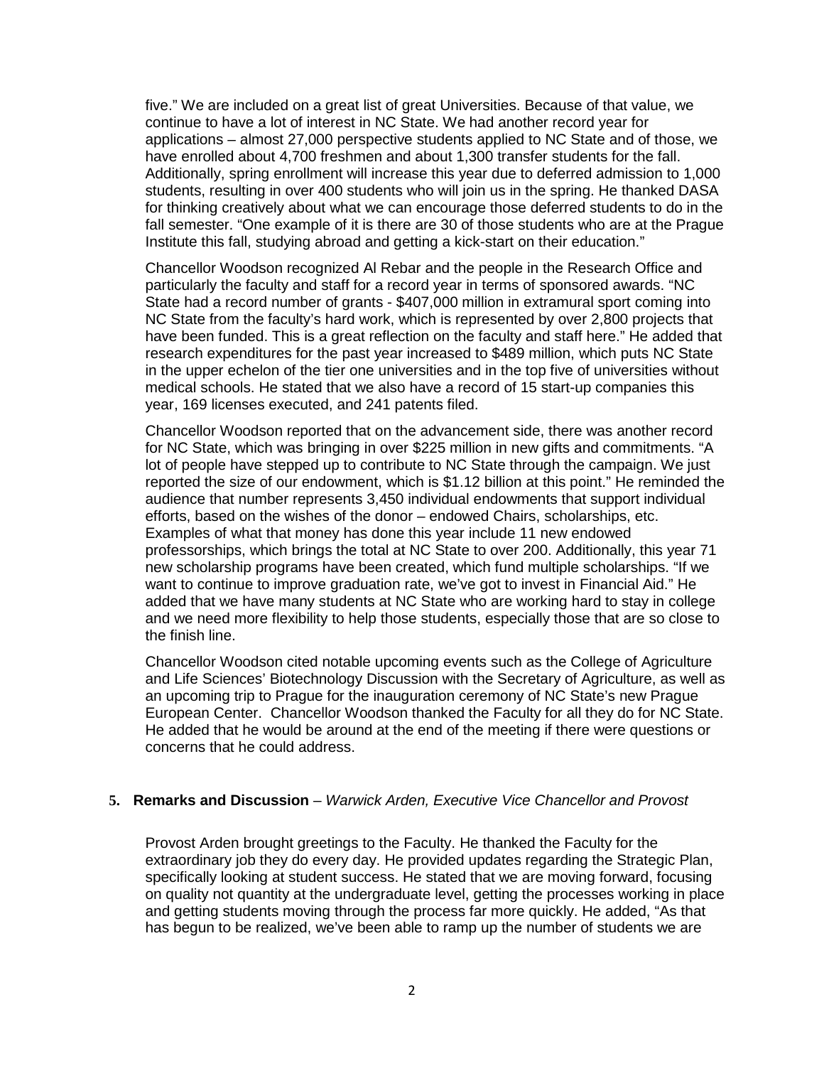five." We are included on a great list of great Universities. Because of that value, we continue to have a lot of interest in NC State. We had another record year for applications – almost 27,000 perspective students applied to NC State and of those, we have enrolled about 4,700 freshmen and about 1,300 transfer students for the fall. Additionally, spring enrollment will increase this year due to deferred admission to 1,000 students, resulting in over 400 students who will join us in the spring. He thanked DASA for thinking creatively about what we can encourage those deferred students to do in the fall semester. "One example of it is there are 30 of those students who are at the Prague Institute this fall, studying abroad and getting a kick-start on their education."

Chancellor Woodson recognized Al Rebar and the people in the Research Office and particularly the faculty and staff for a record year in terms of sponsored awards. "NC State had a record number of grants - $407,000 million in extramural sport coming into NC State from the faculty's hard work, which is represented by over 2,800 projects that have been funded. This is a great reflection on the faculty and staff here." He added that research expenditures for the past year increased to $489 million, which puts NC State in the upper echelon of the tier one universities and in the top five of universities without medical schools. He stated that we also have a record of 15 start-up companies this year, 169 licenses executed, and 241 patents filed.

Chancellor Woodson reported that on the advancement side, there was another record for NC State, which was bringing in over $225 million in new gifts and commitments. "A lot of people have stepped up to contribute to NC State through the campaign. We just reported the size of our endowment, which is $1.12 billion at this point." He reminded the audience that number represents 3,450 individual endowments that support individual efforts, based on the wishes of the donor – endowed Chairs, scholarships, etc. Examples of what that money has done this year include 11 new endowed professorships, which brings the total at NC State to over 200. Additionally, this year 71 new scholarship programs have been created, which fund multiple scholarships. "If we want to continue to improve graduation rate, we've got to invest in Financial Aid." He added that we have many students at NC State who are working hard to stay in college and we need more flexibility to help those students, especially those that are so close to the finish line.

Chancellor Woodson cited notable upcoming events such as the College of Agriculture and Life Sciences' Biotechnology Discussion with the Secretary of Agriculture, as well as an upcoming trip to Prague for the inauguration ceremony of NC State's new Prague European Center. Chancellor Woodson thanked the Faculty for all they do for NC State. He added that he would be around at the end of the meeting if there were questions or concerns that he could address.

**5. Remarks and Discussion** – *Warwick Arden, Executive Vice Chancellor and Provost*

Provost Arden brought greetings to the Faculty. He thanked the Faculty for the extraordinary job they do every day. He provided updates regarding the Strategic Plan, specifically looking at student success. He stated that we are moving forward, focusing on quality not quantity at the undergraduate level, getting the processes working in place and getting students moving through the process far more quickly. He added, "As that has begun to be realized, we've been able to ramp up the number of students we are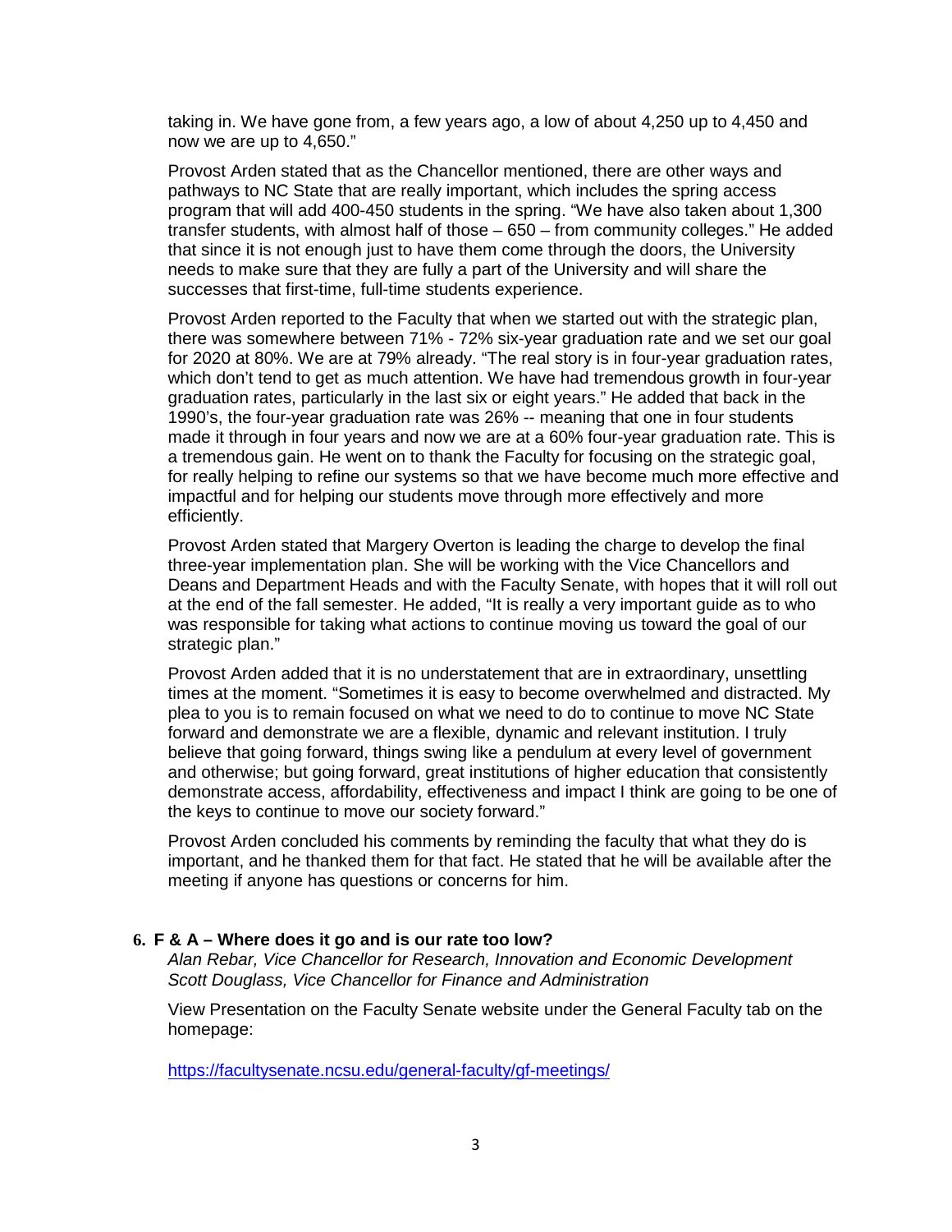taking in. We have gone from, a few years ago, a low of about 4,250 up to 4,450 and now we are up to 4,650."

Provost Arden stated that as the Chancellor mentioned, there are other ways and pathways to NC State that are really important, which includes the spring access program that will add 400-450 students in the spring. "We have also taken about 1,300 transfer students, with almost half of those – 650 – from community colleges." He added that since it is not enough just to have them come through the doors, the University needs to make sure that they are fully a part of the University and will share the successes that first-time, full-time students experience.

Provost Arden reported to the Faculty that when we started out with the strategic plan, there was somewhere between 71% - 72% six-year graduation rate and we set our goal for 2020 at 80%. We are at 79% already. "The real story is in four-year graduation rates, which don't tend to get as much attention. We have had tremendous growth in four-year graduation rates, particularly in the last six or eight years." He added that back in the 1990's, the four-year graduation rate was 26% -- meaning that one in four students made it through in four years and now we are at a 60% four-year graduation rate. This is a tremendous gain. He went on to thank the Faculty for focusing on the strategic goal, for really helping to refine our systems so that we have become much more effective and impactful and for helping our students move through more effectively and more efficiently.

Provost Arden stated that Margery Overton is leading the charge to develop the final three-year implementation plan. She will be working with the Vice Chancellors and Deans and Department Heads and with the Faculty Senate, with hopes that it will roll out at the end of the fall semester. He added, "It is really a very important guide as to who was responsible for taking what actions to continue moving us toward the goal of our strategic plan."

Provost Arden added that it is no understatement that are in extraordinary, unsettling times at the moment. "Sometimes it is easy to become overwhelmed and distracted. My plea to you is to remain focused on what we need to do to continue to move NC State forward and demonstrate we are a flexible, dynamic and relevant institution. I truly believe that going forward, things swing like a pendulum at every level of government and otherwise; but going forward, great institutions of higher education that consistently demonstrate access, affordability, effectiveness and impact I think are going to be one of the keys to continue to move our society forward."

Provost Arden concluded his comments by reminding the faculty that what they do is important, and he thanked them for that fact. He stated that he will be available after the meeting if anyone has questions or concerns for him.

**6. F & A – Where does it go and is our rate too low?**

*Alan Rebar, Vice Chancellor for Research, Innovation and Economic Development*
*Scott Douglass, Vice Chancellor for Finance and Administration*

View Presentation on the Faculty Senate website under the General Faculty tab on the homepage:

https://facultysenate.ncsu.edu/general-faculty/gf-meetings/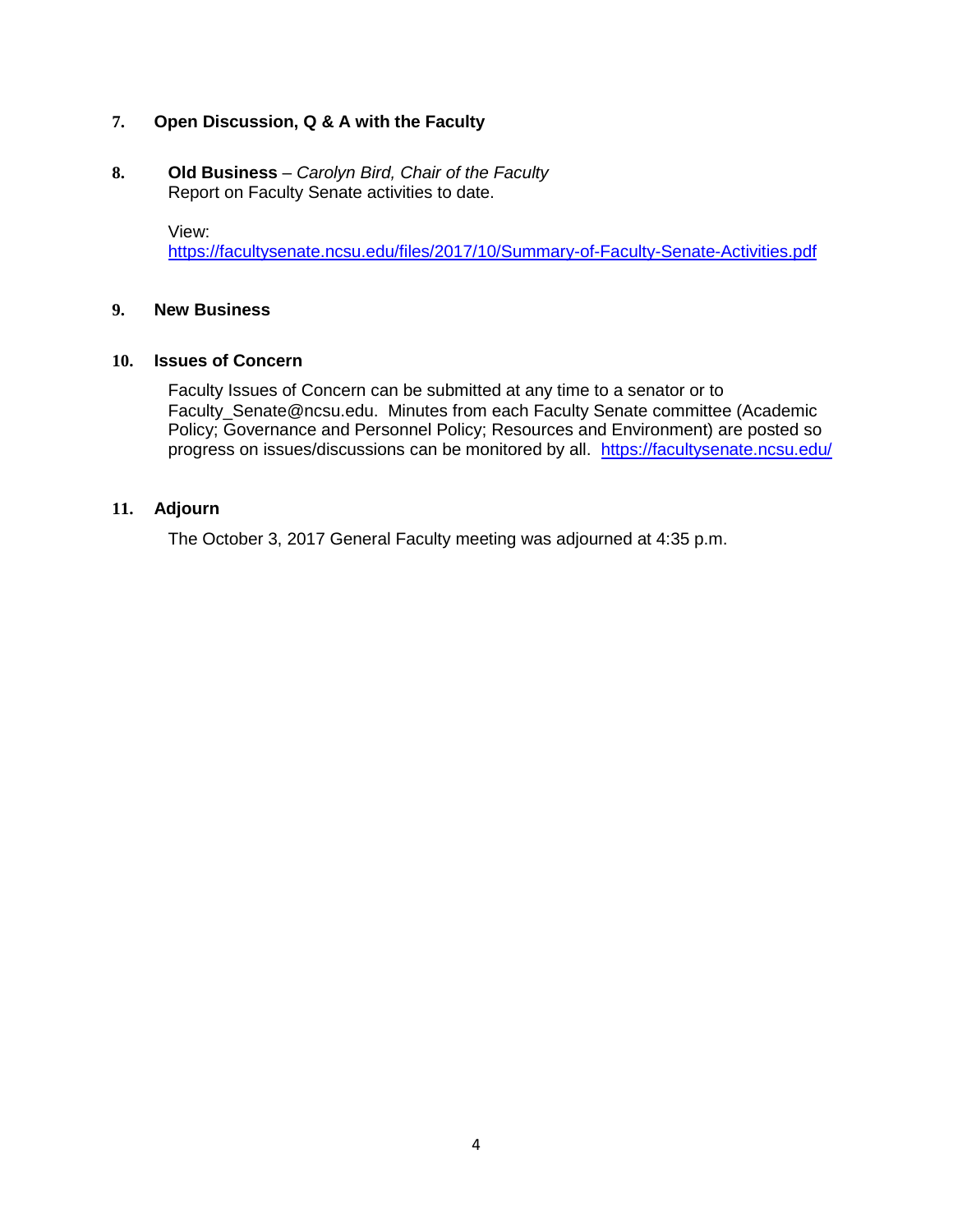**7. Open Discussion, Q & A with the Faculty**

**8. Old Business** – *Carolyn Bird, Chair of the Faculty*
Report on Faculty Senate activities to date.

View:
https://facultysenate.ncsu.edu/files/2017/10/Summary-of-Faculty-Senate-Activities.pdf

**9. New Business**

**10. Issues of Concern**

Faculty Issues of Concern can be submitted at any time to a senator or to Faculty_Senate@ncsu.edu. Minutes from each Faculty Senate committee (Academic Policy; Governance and Personnel Policy; Resources and Environment) are posted so progress on issues/discussions can be monitored by all. https://facultysenate.ncsu.edu/

**11. Adjourn**

The October 3, 2017 General Faculty meeting was adjourned at 4:35 p.m.